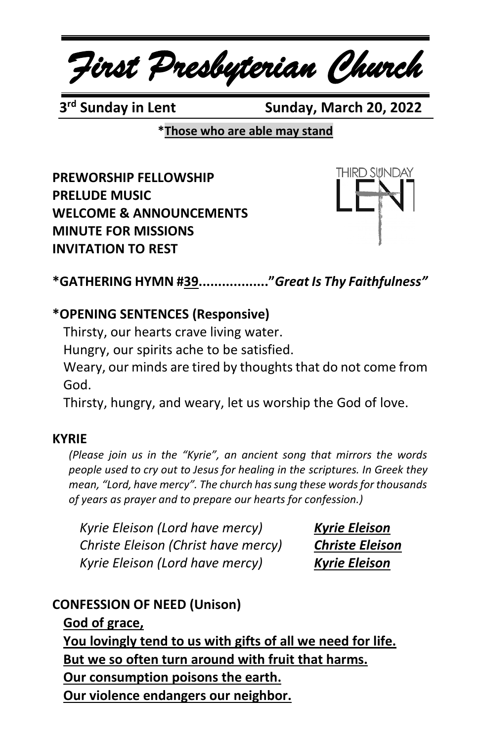# *First Presbyterian Church*

**3rd Sunday in Lent** **Sunday, March 20, 2022**

***Those who are able may stand**

**PREWORSHIP FELLOWSHIP**
**PRELUDE MUSIC**
**WELCOME & ANNOUNCEMENTS**
**MINUTE FOR MISSIONS**
**INVITATION TO REST**

**\*GATHERING HYMN #39.................."*Great Is Thy Faithfulness"***

**\*OPENING SENTENCES (Responsive)**

Thirsty, our hearts crave living water.
Hungry, our spirits ache to be satisfied.
Weary, our minds are tired by thoughts that do not come from God.
Thirsty, hungry, and weary, let us worship the God of love.

**KYRIE**

*(Please join us in the "Kyrie", an ancient song that mirrors the words people used to cry out to Jesus for healing in the scriptures. In Greek they mean, "Lord, have mercy". The church has sung these words for thousands of years as prayer and to prepare our hearts for confession.)*

*Kyrie Eleison (Lord have mercy)* ***Kyrie Eleison***
*Christe Eleison (Christ have mercy)* ***Christe Eleison***
*Kyrie Eleison (Lord have mercy)* ***Kyrie Eleison***

**CONFESSION OF NEED (Unison)**

**God of grace,**
**You lovingly tend to us with gifts of all we need for life.**
**But we so often turn around with fruit that harms.**
**Our consumption poisons the earth.**
**Our violence endangers our neighbor.**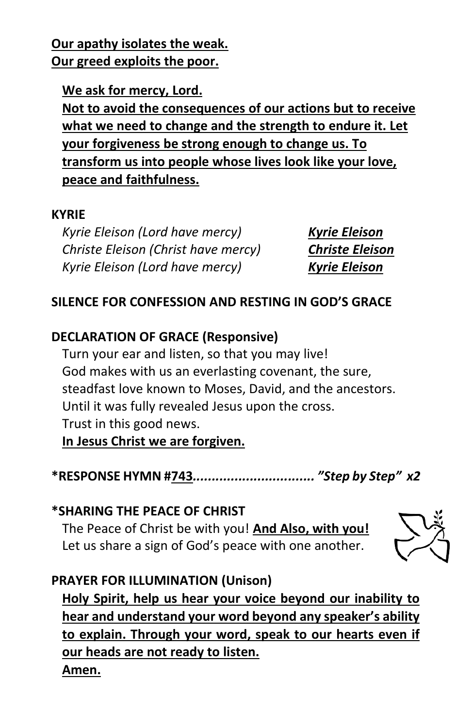**<u>Our apathy isolates the weak.</u>**
**<u>Our greed exploits the poor.</u>**

**<u>We ask for mercy, Lord.</u>**
**<u>Not to avoid the consequences of our actions but to receive what we need to change and the strength to endure it. Let your forgiveness be strong enough to change us. To transform us into people whose lives look like your love, peace and faithfulness.</u>**

**KYRIE**

| | |
|---|---|
| *Kyrie Eleison (Lord have mercy)* | ***<u>Kyrie Eleison</u>*** |
| *Christe Eleison (Christ have mercy)* | ***<u>Christe Eleison</u>*** |
| *Kyrie Eleison (Lord have mercy)* | ***<u>Kyrie Eleison</u>*** |

**SILENCE FOR CONFESSION AND RESTING IN GOD'S GRACE**

**DECLARATION OF GRACE (Responsive)**

Turn your ear and listen, so that you may live!
God makes with us an everlasting covenant, the sure, steadfast love known to Moses, David, and the ancestors.
Until it was fully revealed Jesus upon the cross.
Trust in this good news.
**<u>In Jesus Christ we are forgiven.</u>**

**\*RESPONSE HYMN #<u>743</u>*................................ "Step by Step" x2***

**\*SHARING THE PEACE OF CHRIST**

The Peace of Christ be with you! **<u>And Also, with you!</u>**
Let us share a sign of God's peace with one another.

**PRAYER FOR ILLUMINATION (Unison)**

**<u>Holy Spirit, help us hear your voice beyond our inability to hear and understand your word beyond any speaker's ability to explain. Through your word, speak to our hearts even if our heads are not ready to listen.</u>**
**<u>Amen.</u>**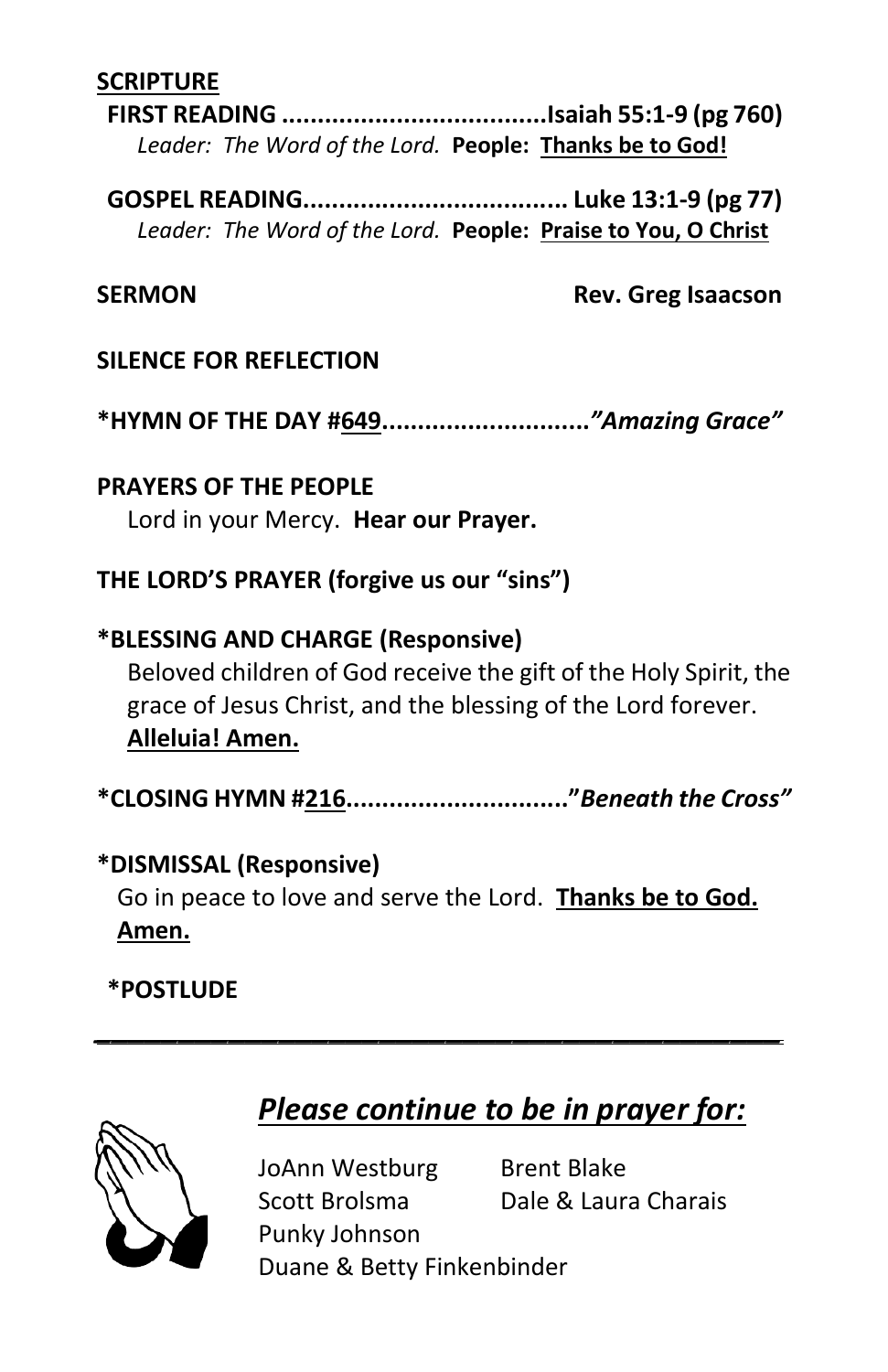**SCRIPTURE**

**FIRST READING ....................................Isaiah 55:1-9 (pg 760)**
*Leader: The Word of the Lord.* **People: Thanks be to God!**

**GOSPEL READING..................................... Luke 13:1-9 (pg 77)**
*Leader: The Word of the Lord.* **People: Praise to You, O Christ**

**SERMON** **Rev. Greg Isaacson**

**SILENCE FOR REFLECTION**

**\*HYMN OF THE DAY #649.............................*"Amazing Grace"***

**PRAYERS OF THE PEOPLE**
Lord in your Mercy. **Hear our Prayer.**

**THE LORD'S PRAYER (forgive us our "sins")**

**\*BLESSING AND CHARGE (Responsive)**
Beloved children of God receive the gift of the Holy Spirit, the grace of Jesus Christ, and the blessing of the Lord forever. **Alleluia! Amen.**

**\*CLOSING HYMN #216..............................."*Beneath the Cross"***

**\*DISMISSAL (Responsive)**
Go in peace to love and serve the Lord. **Thanks be to God. Amen.**

**\*POSTLUDE**

---

## *Please continue to be in prayer for:*

JoAnn Westburg
Brent Blake
Scott Brolsma
Dale & Laura Charais
Punky Johnson
Duane & Betty Finkenbinder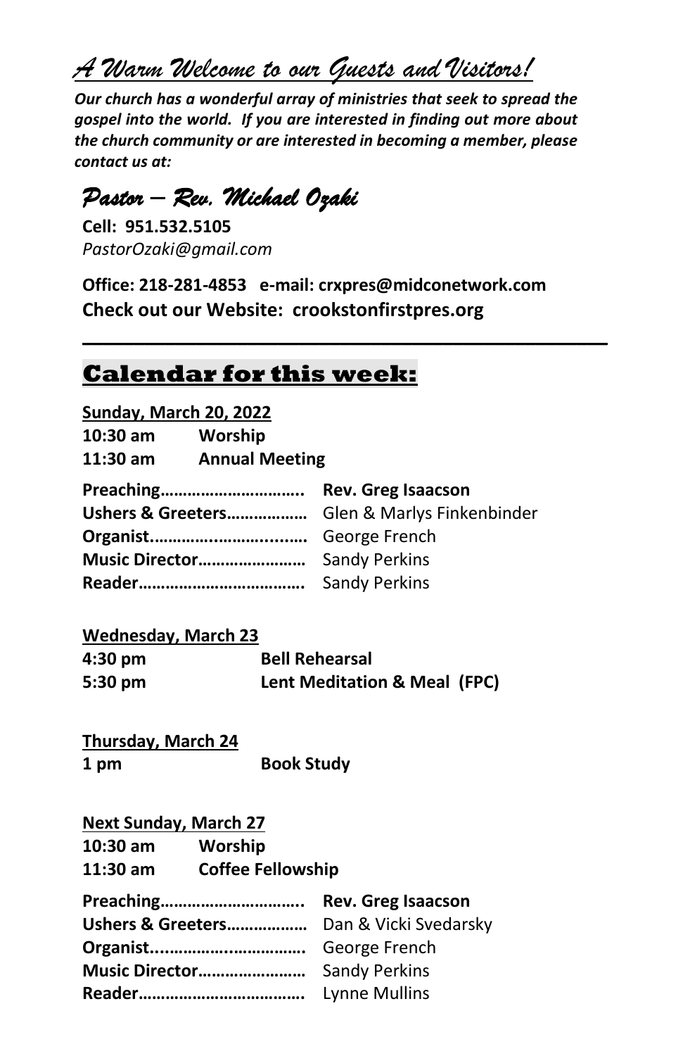# *A Warm Welcome to our Guests and Visitors!*

***Our church has a wonderful array of ministries that seek to spread the gospel into the world. If you are interested in finding out more about the church community or are interested in becoming a member, please contact us at:***

## *Pastor – Rev. Michael Ozaki*

**Cell: 951.532.5105**
*PastorOzaki@gmail.com*

**Office: 218-281-4853 e-mail: crxpres@midconetwork.com**
**Check out our Website: crookstonfirstpres.org**

---

## **Calendar for this week:**

**Sunday, March 20, 2022**

**10:30 am** **Worship**
**11:30 am** **Annual Meeting**

**Preaching…………………………..** **Rev. Greg Isaacson**
**Ushers & Greeters………………** Glen & Marlys Finkenbinder
**Organist……………………………** George French
**Music Director……………………** Sandy Perkins
**Reader……………………………….** Sandy Perkins

**Wednesday, March 23**

**4:30 pm** **Bell Rehearsal**
**5:30 pm** **Lent Meditation & Meal (FPC)**

**Thursday, March 24**

**1 pm** **Book Study**

**Next Sunday, March 27**

**10:30 am** **Worship**
**11:30 am** **Coffee Fellowship**

**Preaching…………………………..** **Rev. Greg Isaacson**
**Ushers & Greeters………………** Dan & Vicki Svedarsky
**Organist...............................** George French
**Music Director……………………** Sandy Perkins
**Reader……………………………….** Lynne Mullins